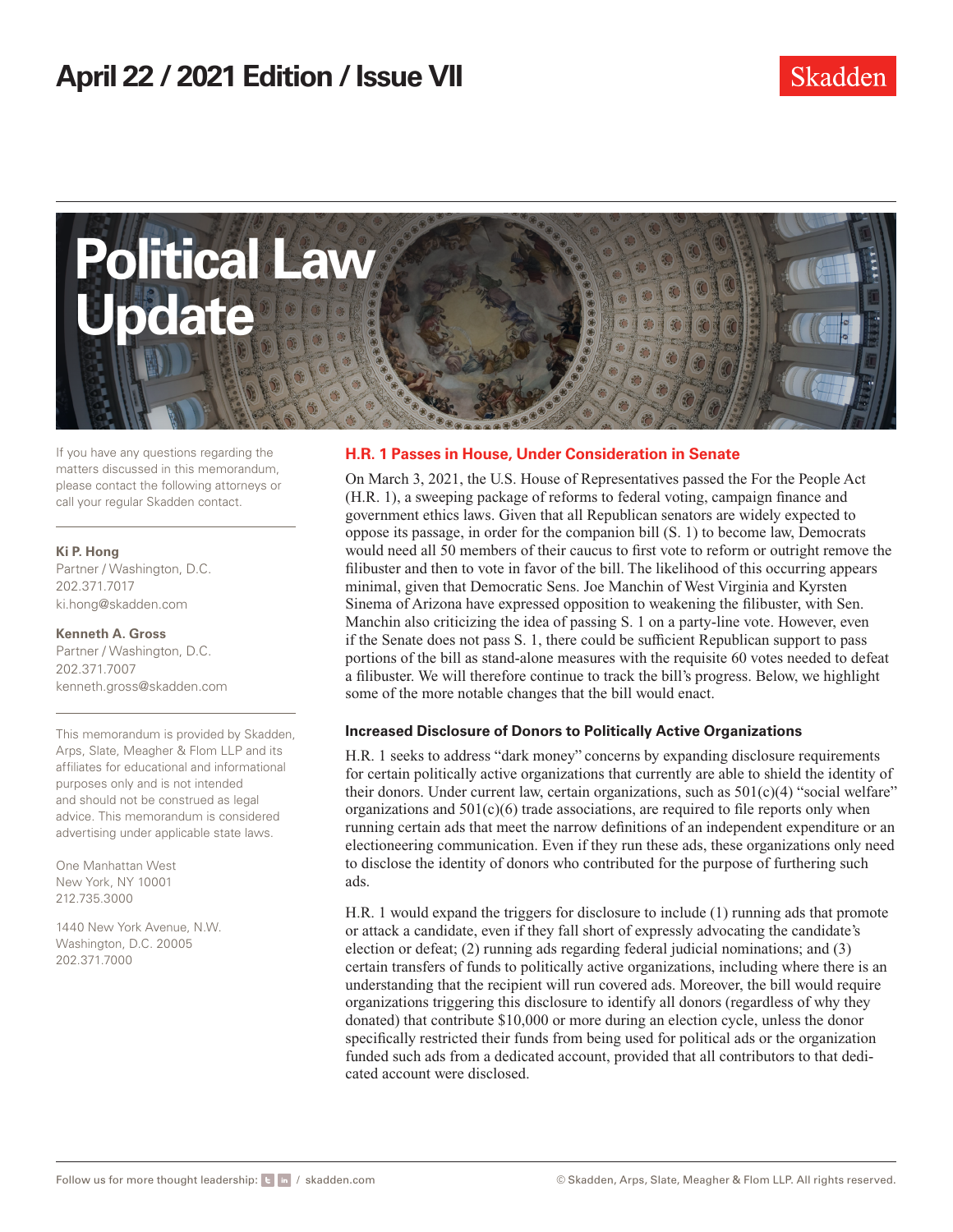April 22 / 2021 Edition / Issue VII

Skadden

# Political Law Update

If you have any questions regarding the matters discussed in this memorandum, please contact the following attorneys or call your regular Skadden contact.

**Ki P. Hong**
Partner / Washington, D.C.
202.371.7017
ki.hong@skadden.com

**Kenneth A. Gross**
Partner / Washington, D.C.
202.371.7007
kenneth.gross@skadden.com

This memorandum is provided by Skadden, Arps, Slate, Meagher & Flom LLP and its affiliates for educational and informational purposes only and is not intended and should not be construed as legal advice. This memorandum is considered advertising under applicable state laws.

One Manhattan West
New York, NY 10001
212.735.3000

1440 New York Avenue, N.W.
Washington, D.C. 20005
202.371.7000

## H.R. 1 Passes in House, Under Consideration in Senate

On March 3, 2021, the U.S. House of Representatives passed the For the People Act (H.R. 1), a sweeping package of reforms to federal voting, campaign finance and government ethics laws. Given that all Republican senators are widely expected to oppose its passage, in order for the companion bill (S. 1) to become law, Democrats would need all 50 members of their caucus to first vote to reform or outright remove the filibuster and then to vote in favor of the bill. The likelihood of this occurring appears minimal, given that Democratic Sens. Joe Manchin of West Virginia and Kyrsten Sinema of Arizona have expressed opposition to weakening the filibuster, with Sen. Manchin also criticizing the idea of passing S. 1 on a party-line vote. However, even if the Senate does not pass S. 1, there could be sufficient Republican support to pass portions of the bill as stand-alone measures with the requisite 60 votes needed to defeat a filibuster. We will therefore continue to track the bill's progress. Below, we highlight some of the more notable changes that the bill would enact.

### Increased Disclosure of Donors to Politically Active Organizations

H.R. 1 seeks to address "dark money" concerns by expanding disclosure requirements for certain politically active organizations that currently are able to shield the identity of their donors. Under current law, certain organizations, such as 501(c)(4) "social welfare" organizations and 501(c)(6) trade associations, are required to file reports only when running certain ads that meet the narrow definitions of an independent expenditure or an electioneering communication. Even if they run these ads, these organizations only need to disclose the identity of donors who contributed for the purpose of furthering such ads.

H.R. 1 would expand the triggers for disclosure to include (1) running ads that promote or attack a candidate, even if they fall short of expressly advocating the candidate's election or defeat; (2) running ads regarding federal judicial nominations; and (3) certain transfers of funds to politically active organizations, including where there is an understanding that the recipient will run covered ads. Moreover, the bill would require organizations triggering this disclosure to identify all donors (regardless of why they donated) that contribute $10,000 or more during an election cycle, unless the donor specifically restricted their funds from being used for political ads or the organization funded such ads from a dedicated account, provided that all contributors to that dedicated account were disclosed.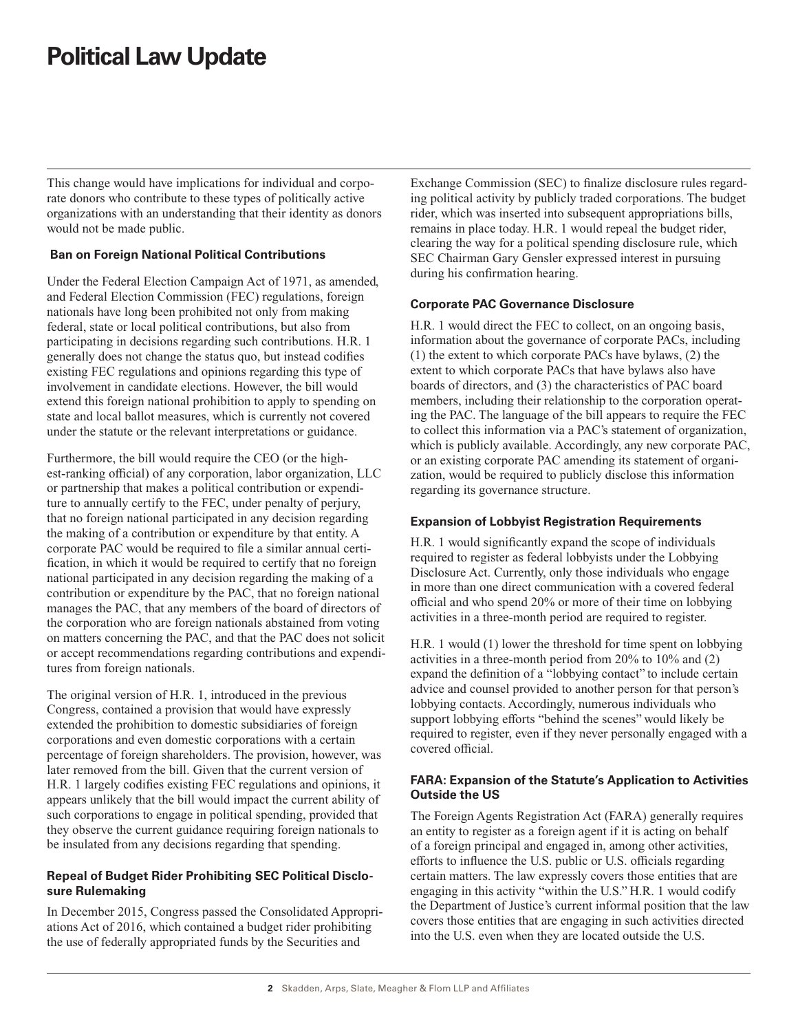This change would have implications for individual and corporate donors who contribute to these types of politically active organizations with an understanding that their identity as donors would not be made public.

### Ban on Foreign National Political Contributions

Under the Federal Election Campaign Act of 1971, as amended, and Federal Election Commission (FEC) regulations, foreign nationals have long been prohibited not only from making federal, state or local political contributions, but also from participating in decisions regarding such contributions. H.R. 1 generally does not change the status quo, but instead codifies existing FEC regulations and opinions regarding this type of involvement in candidate elections. However, the bill would extend this foreign national prohibition to apply to spending on state and local ballot measures, which is currently not covered under the statute or the relevant interpretations or guidance.

Furthermore, the bill would require the CEO (or the highest-ranking official) of any corporation, labor organization, LLC or partnership that makes a political contribution or expenditure to annually certify to the FEC, under penalty of perjury, that no foreign national participated in any decision regarding the making of a contribution or expenditure by that entity. A corporate PAC would be required to file a similar annual certification, in which it would be required to certify that no foreign national participated in any decision regarding the making of a contribution or expenditure by the PAC, that no foreign national manages the PAC, that any members of the board of directors of the corporation who are foreign nationals abstained from voting on matters concerning the PAC, and that the PAC does not solicit or accept recommendations regarding contributions and expenditures from foreign nationals.

The original version of H.R. 1, introduced in the previous Congress, contained a provision that would have expressly extended the prohibition to domestic subsidiaries of foreign corporations and even domestic corporations with a certain percentage of foreign shareholders. The provision, however, was later removed from the bill. Given that the current version of H.R. 1 largely codifies existing FEC regulations and opinions, it appears unlikely that the bill would impact the current ability of such corporations to engage in political spending, provided that they observe the current guidance requiring foreign nationals to be insulated from any decisions regarding that spending.

### Repeal of Budget Rider Prohibiting SEC Political Disclosure Rulemaking

In December 2015, Congress passed the Consolidated Appropriations Act of 2016, which contained a budget rider prohibiting the use of federally appropriated funds by the Securities and Exchange Commission (SEC) to finalize disclosure rules regarding political activity by publicly traded corporations. The budget rider, which was inserted into subsequent appropriations bills, remains in place today. H.R. 1 would repeal the budget rider, clearing the way for a political spending disclosure rule, which SEC Chairman Gary Gensler expressed interest in pursuing during his confirmation hearing.

### Corporate PAC Governance Disclosure

H.R. 1 would direct the FEC to collect, on an ongoing basis, information about the governance of corporate PACs, including (1) the extent to which corporate PACs have bylaws, (2) the extent to which corporate PACs that have bylaws also have boards of directors, and (3) the characteristics of PAC board members, including their relationship to the corporation operating the PAC. The language of the bill appears to require the FEC to collect this information via a PAC's statement of organization, which is publicly available. Accordingly, any new corporate PAC, or an existing corporate PAC amending its statement of organization, would be required to publicly disclose this information regarding its governance structure.

### Expansion of Lobbyist Registration Requirements

H.R. 1 would significantly expand the scope of individuals required to register as federal lobbyists under the Lobbying Disclosure Act. Currently, only those individuals who engage in more than one direct communication with a covered federal official and who spend 20% or more of their time on lobbying activities in a three-month period are required to register.

H.R. 1 would (1) lower the threshold for time spent on lobbying activities in a three-month period from 20% to 10% and (2) expand the definition of a "lobbying contact" to include certain advice and counsel provided to another person for that person's lobbying contacts. Accordingly, numerous individuals who support lobbying efforts "behind the scenes" would likely be required to register, even if they never personally engaged with a covered official.

### FARA: Expansion of the Statute's Application to Activities Outside the US

The Foreign Agents Registration Act (FARA) generally requires an entity to register as a foreign agent if it is acting on behalf of a foreign principal and engaged in, among other activities, efforts to influence the U.S. public or U.S. officials regarding certain matters. The law expressly covers those entities that are engaging in this activity "within the U.S." H.R. 1 would codify the Department of Justice's current informal position that the law covers those entities that are engaging in such activities directed into the U.S. even when they are located outside the U.S.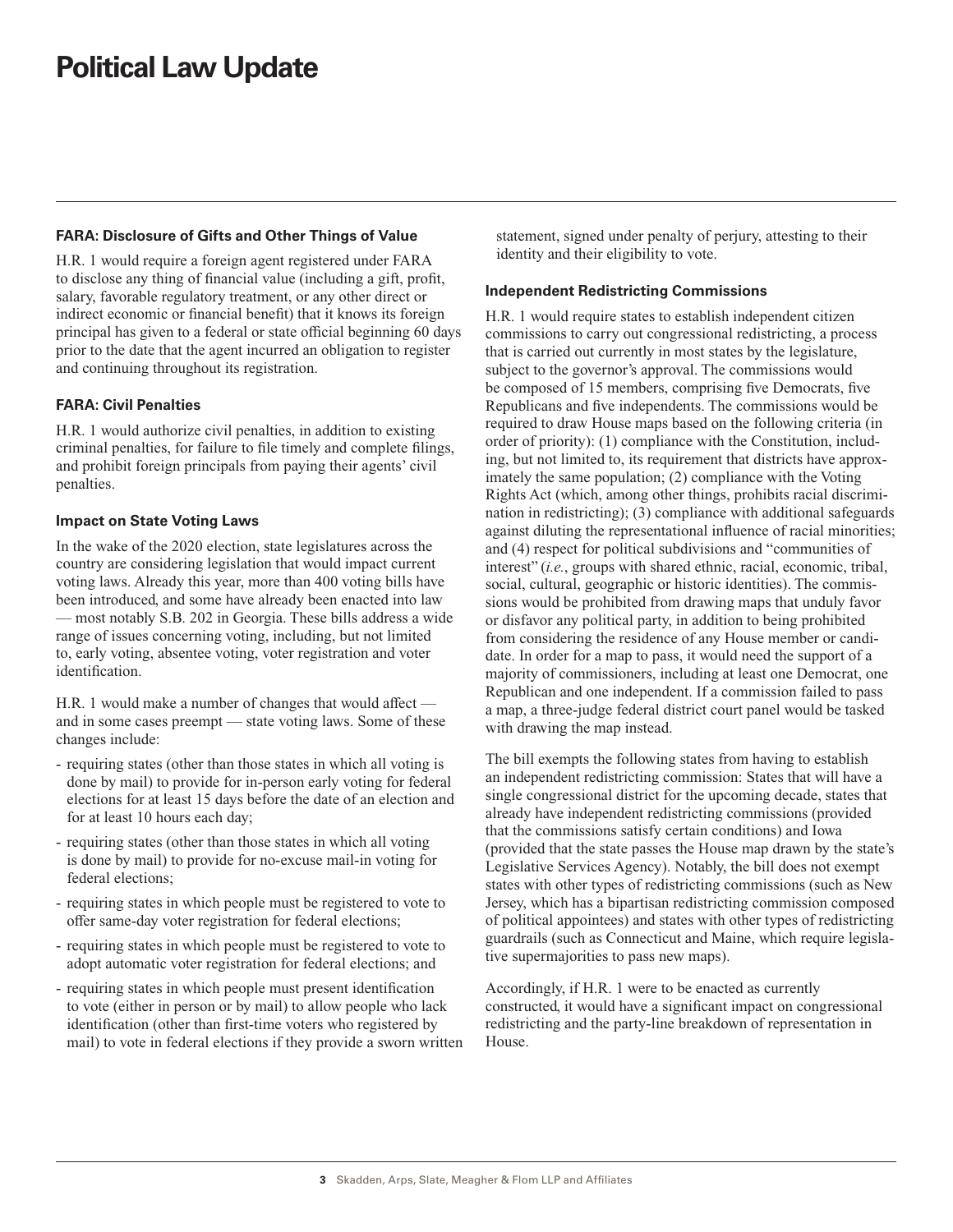### FARA: Disclosure of Gifts and Other Things of Value

H.R. 1 would require a foreign agent registered under FARA to disclose any thing of financial value (including a gift, profit, salary, favorable regulatory treatment, or any other direct or indirect economic or financial benefit) that it knows its foreign principal has given to a federal or state official beginning 60 days prior to the date that the agent incurred an obligation to register and continuing throughout its registration.

### FARA: Civil Penalties

H.R. 1 would authorize civil penalties, in addition to existing criminal penalties, for failure to file timely and complete filings, and prohibit foreign principals from paying their agents' civil penalties.

### Impact on State Voting Laws

In the wake of the 2020 election, state legislatures across the country are considering legislation that would impact current voting laws. Already this year, more than 400 voting bills have been introduced, and some have already been enacted into law — most notably S.B. 202 in Georgia. These bills address a wide range of issues concerning voting, including, but not limited to, early voting, absentee voting, voter registration and voter identification.

H.R. 1 would make a number of changes that would affect — and in some cases preempt — state voting laws. Some of these changes include:

- requiring states (other than those states in which all voting is done by mail) to provide for in-person early voting for federal elections for at least 15 days before the date of an election and for at least 10 hours each day;
- requiring states (other than those states in which all voting is done by mail) to provide for no-excuse mail-in voting for federal elections;
- requiring states in which people must be registered to vote to offer same-day voter registration for federal elections;
- requiring states in which people must be registered to vote to adopt automatic voter registration for federal elections; and
- requiring states in which people must present identification to vote (either in person or by mail) to allow people who lack identification (other than first-time voters who registered by mail) to vote in federal elections if they provide a sworn written statement, signed under penalty of perjury, attesting to their identity and their eligibility to vote.

### Independent Redistricting Commissions

H.R. 1 would require states to establish independent citizen commissions to carry out congressional redistricting, a process that is carried out currently in most states by the legislature, subject to the governor's approval. The commissions would be composed of 15 members, comprising five Democrats, five Republicans and five independents. The commissions would be required to draw House maps based on the following criteria (in order of priority): (1) compliance with the Constitution, including, but not limited to, its requirement that districts have approximately the same population; (2) compliance with the Voting Rights Act (which, among other things, prohibits racial discrimination in redistricting); (3) compliance with additional safeguards against diluting the representational influence of racial minorities; and (4) respect for political subdivisions and "communities of interest" (*i.e.*, groups with shared ethnic, racial, economic, tribal, social, cultural, geographic or historic identities). The commissions would be prohibited from drawing maps that unduly favor or disfavor any political party, in addition to being prohibited from considering the residence of any House member or candidate. In order for a map to pass, it would need the support of a majority of commissioners, including at least one Democrat, one Republican and one independent. If a commission failed to pass a map, a three-judge federal district court panel would be tasked with drawing the map instead.

The bill exempts the following states from having to establish an independent redistricting commission: States that will have a single congressional district for the upcoming decade, states that already have independent redistricting commissions (provided that the commissions satisfy certain conditions) and Iowa (provided that the state passes the House map drawn by the state's Legislative Services Agency). Notably, the bill does not exempt states with other types of redistricting commissions (such as New Jersey, which has a bipartisan redistricting commission composed of political appointees) and states with other types of redistricting guardrails (such as Connecticut and Maine, which require legislative supermajorities to pass new maps).

Accordingly, if H.R. 1 were to be enacted as currently constructed, it would have a significant impact on congressional redistricting and the party-line breakdown of representation in House.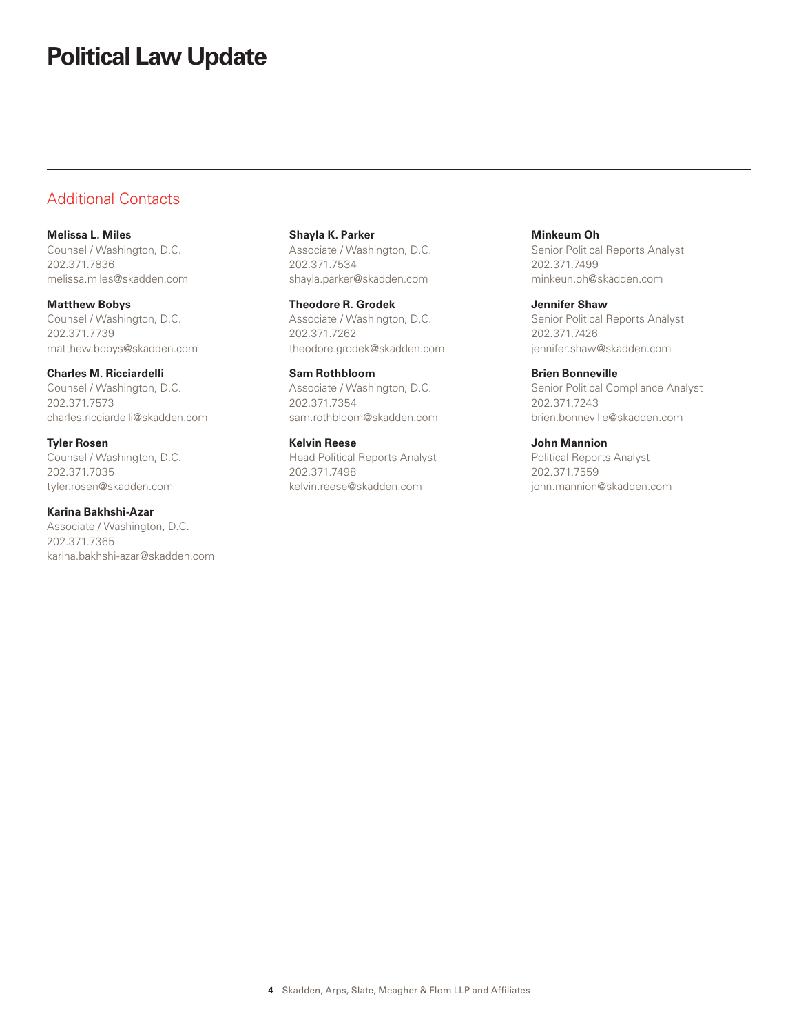# Political Law Update

## Additional Contacts

**Melissa L. Miles**
Counsel / Washington, D.C.
202.371.7836
melissa.miles@skadden.com

**Matthew Bobys**
Counsel / Washington, D.C.
202.371.7739
matthew.bobys@skadden.com

**Charles M. Ricciardelli**
Counsel / Washington, D.C.
202.371.7573
charles.ricciardelli@skadden.com

**Tyler Rosen**
Counsel / Washington, D.C.
202.371.7035
tyler.rosen@skadden.com

**Karina Bakhshi-Azar**
Associate / Washington, D.C.
202.371.7365
karina.bakhshi-azar@skadden.com

**Shayla K. Parker**
Associate / Washington, D.C.
202.371.7534
shayla.parker@skadden.com

**Theodore R. Grodek**
Associate / Washington, D.C.
202.371.7262
theodore.grodek@skadden.com

**Sam Rothbloom**
Associate / Washington, D.C.
202.371.7354
sam.rothbloom@skadden.com

**Kelvin Reese**
Head Political Reports Analyst
202.371.7498
kelvin.reese@skadden.com

**Minkeum Oh**
Senior Political Reports Analyst
202.371.7499
minkeun.oh@skadden.com

**Jennifer Shaw**
Senior Political Reports Analyst
202.371.7426
jennifer.shaw@skadden.com

**Brien Bonneville**
Senior Political Compliance Analyst
202.371.7243
brien.bonneville@skadden.com

**John Mannion**
Political Reports Analyst
202.371.7559
john.mannion@skadden.com